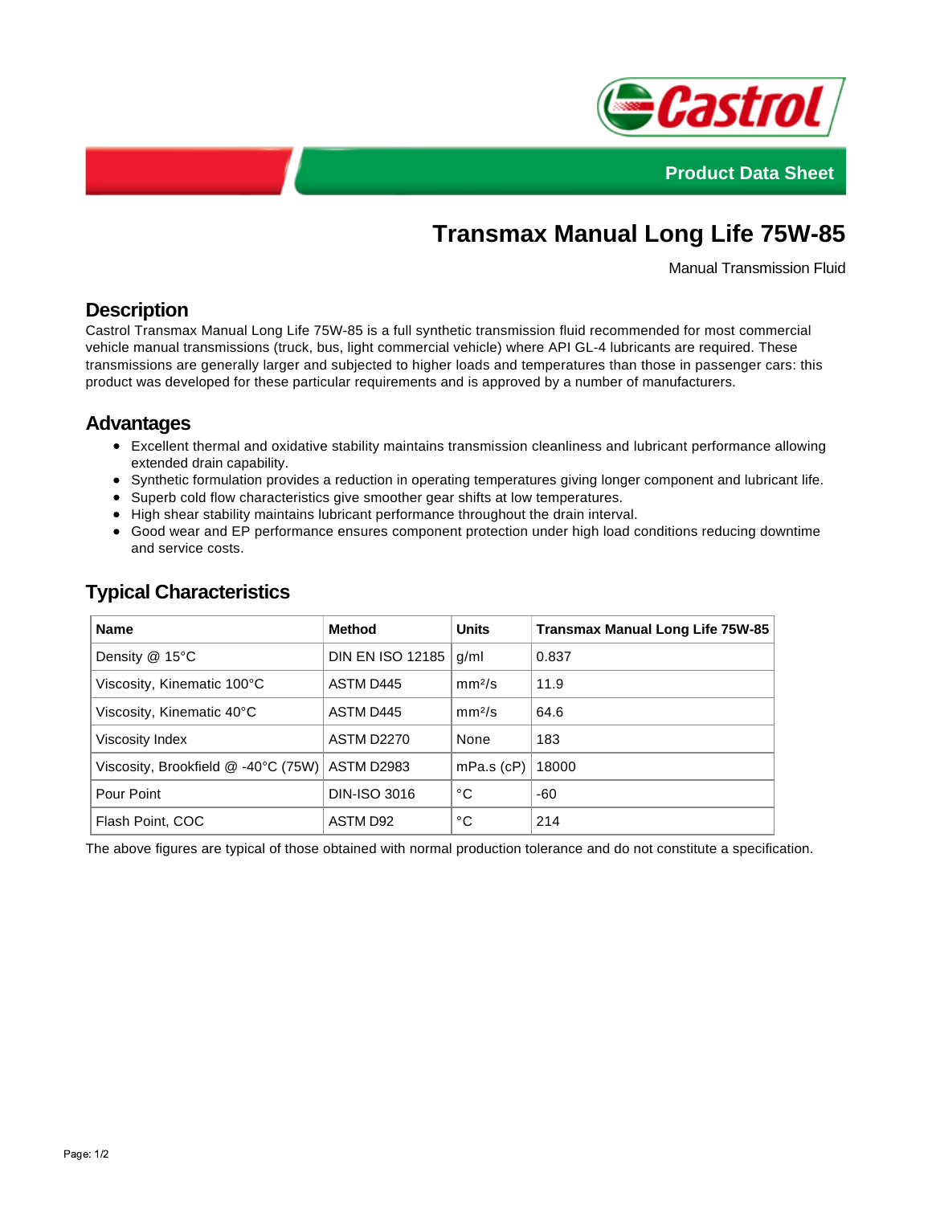Product Data Sheet

# Transmax Manual Long Life 75W-85

Manual Transmission Fluid

## Description

Castrol Transmax Manual Long Life 75W-85 is a full synthetic transmission fluid recommended for most commercial vehicle manual transmissions (truck, bus, light commercial vehicle) where API GL-4 lubricants are required. These transmissions are generally larger and subjected to higher loads and temperatures than those in passenger cars: this product was developed for these particular requirements and is approved by a number of manufacturers.

## Advantages

- Excellent thermal and oxidative stability maintains transmission cleanliness and lubricant performance allowing extended drain capability.
- Synthetic formulation provides a reduction in operating temperatures giving longer component and lubricant life.
- Superb cold flow characteristics give smoother gear shifts at low temperatures.
- High shear stability maintains lubricant performance throughout the drain interval.
- Good wear and EP performance ensures component protection under high load conditions reducing downtime and service costs.

## Typical Characteristics

| Name | Method | Units | Transmax Manual Long Life 75W-85 |
|---|---|---|---|
| Density @ 15°C | DIN EN ISO 12185 | g/ml | 0.837 |
| Viscosity, Kinematic 100°C | ASTM D445 | mm²/s | 11.9 |
| Viscosity, Kinematic 40°C | ASTM D445 | mm²/s | 64.6 |
| Viscosity Index | ASTM D2270 | None | 183 |
| Viscosity, Brookfield @ -40°C (75W) | ASTM D2983 | mPa.s (cP) | 18000 |
| Pour Point | DIN-ISO 3016 | °C | -60 |
| Flash Point, COC | ASTM D92 | °C | 214 |

The above figures are typical of those obtained with normal production tolerance and do not constitute a specification.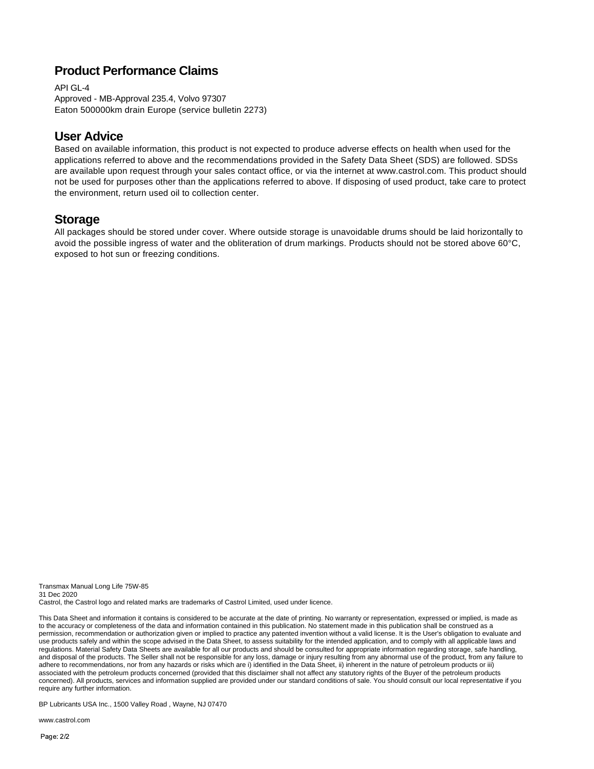## Product Performance Claims

API GL-4
Approved - MB-Approval 235.4, Volvo 97307
Eaton 500000km drain Europe (service bulletin 2273)

## User Advice

Based on available information, this product is not expected to produce adverse effects on health when used for the applications referred to above and the recommendations provided in the Safety Data Sheet (SDS) are followed. SDSs are available upon request through your sales contact office, or via the internet at www.castrol.com. This product should not be used for purposes other than the applications referred to above. If disposing of used product, take care to protect the environment, return used oil to collection center.

## Storage

All packages should be stored under cover. Where outside storage is unavoidable drums should be laid horizontally to avoid the possible ingress of water and the obliteration of drum markings. Products should not be stored above 60°C, exposed to hot sun or freezing conditions.

Transmax Manual Long Life 75W-85
31 Dec 2020
Castrol, the Castrol logo and related marks are trademarks of Castrol Limited, used under licence.

This Data Sheet and information it contains is considered to be accurate at the date of printing. No warranty or representation, expressed or implied, is made as to the accuracy or completeness of the data and information contained in this publication. No statement made in this publication shall be construed as a permission, recommendation or authorization given or implied to practice any patented invention without a valid license. It is the User's obligation to evaluate and use products safely and within the scope advised in the Data Sheet, to assess suitability for the intended application, and to comply with all applicable laws and regulations. Material Safety Data Sheets are available for all our products and should be consulted for appropriate information regarding storage, safe handling, and disposal of the products. The Seller shall not be responsible for any loss, damage or injury resulting from any abnormal use of the product, from any failure to adhere to recommendations, nor from any hazards or risks which are i) identified in the Data Sheet, ii) inherent in the nature of petroleum products or iii) associated with the petroleum products concerned (provided that this disclaimer shall not affect any statutory rights of the Buyer of the petroleum products concerned). All products, services and information supplied are provided under our standard conditions of sale. You should consult our local representative if you require any further information.

BP Lubricants USA Inc., 1500 Valley Road , Wayne, NJ 07470

www.castrol.com